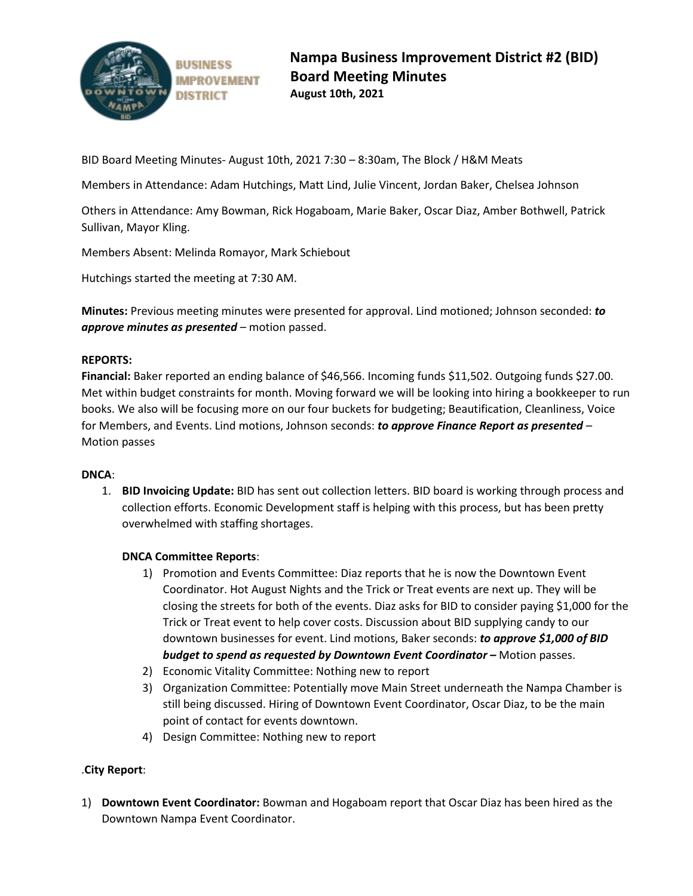# Nampa Business Improvement District #2 (BID)
# Board Meeting Minutes
**August 10th, 2021**

BID Board Meeting Minutes- August 10th, 2021 7:30 – 8:30am, The Block / H&M Meats

Members in Attendance: Adam Hutchings, Matt Lind, Julie Vincent, Jordan Baker, Chelsea Johnson

Others in Attendance: Amy Bowman, Rick Hogaboam, Marie Baker, Oscar Diaz, Amber Bothwell, Patrick Sullivan, Mayor Kling.

Members Absent: Melinda Romayor, Mark Schiebout

Hutchings started the meeting at 7:30 AM.

**Minutes:** Previous meeting minutes were presented for approval. Lind motioned; Johnson seconded: ***to approve minutes as presented*** – motion passed.

**REPORTS:**

**Financial:** Baker reported an ending balance of $46,566. Incoming funds $11,502. Outgoing funds $27.00. Met within budget constraints for month. Moving forward we will be looking into hiring a bookkeeper to run books. We also will be focusing more on our four buckets for budgeting; Beautification, Cleanliness, Voice for Members, and Events. Lind motions, Johnson seconds: ***to approve Finance Report as presented*** – Motion passes

**DNCA**:

1. **BID Invoicing Update:** BID has sent out collection letters. BID board is working through process and collection efforts. Economic Development staff is helping with this process, but has been pretty overwhelmed with staffing shortages.

   **DNCA Committee Reports**:

   1) Promotion and Events Committee: Diaz reports that he is now the Downtown Event Coordinator. Hot August Nights and the Trick or Treat events are next up. They will be closing the streets for both of the events. Diaz asks for BID to consider paying $1,000 for the Trick or Treat event to help cover costs. Discussion about BID supplying candy to our downtown businesses for event. Lind motions, Baker seconds: ***to approve $1,000 of BID budget to spend as requested by Downtown Event Coordinator –*** Motion passes.
   2) Economic Vitality Committee: Nothing new to report
   3) Organization Committee: Potentially move Main Street underneath the Nampa Chamber is still being discussed. Hiring of Downtown Event Coordinator, Oscar Diaz, to be the main point of contact for events downtown.
   4) Design Committee: Nothing new to report

.**City Report**:

1) **Downtown Event Coordinator:** Bowman and Hogaboam report that Oscar Diaz has been hired as the Downtown Nampa Event Coordinator.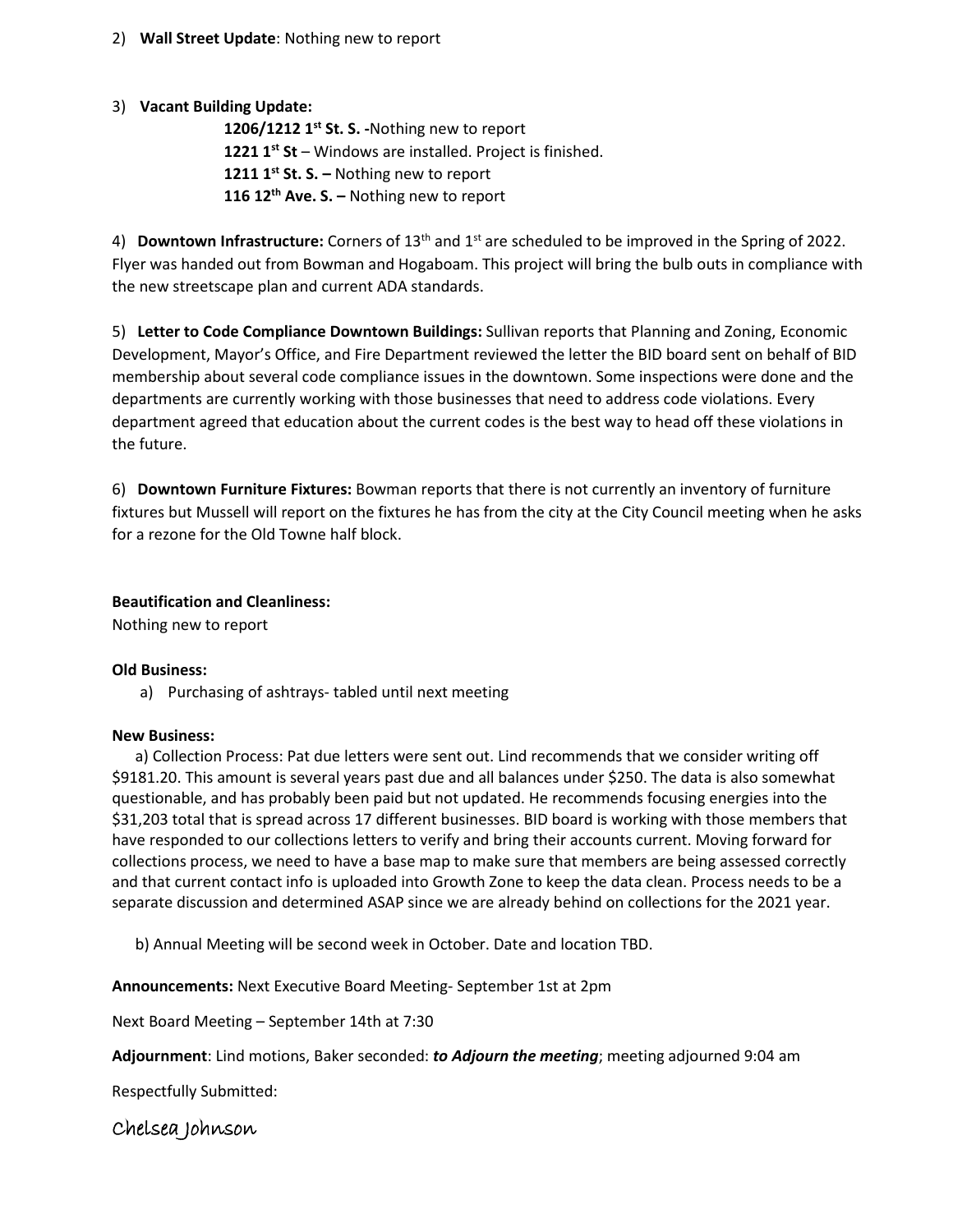2) **Wall Street Update**: Nothing new to report

3) **Vacant Building Update:**

**1206/1212 1st St. S.** -Nothing new to report
**1221 1st St** – Windows are installed. Project is finished.
**1211 1st St. S.** – Nothing new to report
**116 12th Ave. S.** – Nothing new to report

4) **Downtown Infrastructure:** Corners of 13th and 1st are scheduled to be improved in the Spring of 2022. Flyer was handed out from Bowman and Hogaboam. This project will bring the bulb outs in compliance with the new streetscape plan and current ADA standards.

5) **Letter to Code Compliance Downtown Buildings:** Sullivan reports that Planning and Zoning, Economic Development, Mayor's Office, and Fire Department reviewed the letter the BID board sent on behalf of BID membership about several code compliance issues in the downtown. Some inspections were done and the departments are currently working with those businesses that need to address code violations. Every department agreed that education about the current codes is the best way to head off these violations in the future.

6) **Downtown Furniture Fixtures:** Bowman reports that there is not currently an inventory of furniture fixtures but Mussell will report on the fixtures he has from the city at the City Council meeting when he asks for a rezone for the Old Towne half block.

**Beautification and Cleanliness:**

Nothing new to report

**Old Business:**

a) Purchasing of ashtrays- tabled until next meeting

**New Business:**

a) Collection Process: Pat due letters were sent out. Lind recommends that we consider writing off $9181.20. This amount is several years past due and all balances under $250. The data is also somewhat questionable, and has probably been paid but not updated. He recommends focusing energies into the $31,203 total that is spread across 17 different businesses. BID board is working with those members that have responded to our collections letters to verify and bring their accounts current. Moving forward for collections process, we need to have a base map to make sure that members are being assessed correctly and that current contact info is uploaded into Growth Zone to keep the data clean. Process needs to be a separate discussion and determined ASAP since we are already behind on collections for the 2021 year.

b) Annual Meeting will be second week in October. Date and location TBD.

**Announcements:** Next Executive Board Meeting- September 1st at 2pm

Next Board Meeting – September 14th at 7:30

**Adjournment**: Lind motions, Baker seconded: ***to Adjourn the meeting***; meeting adjourned 9:04 am

Respectfully Submitted:

Chelsea Johnson